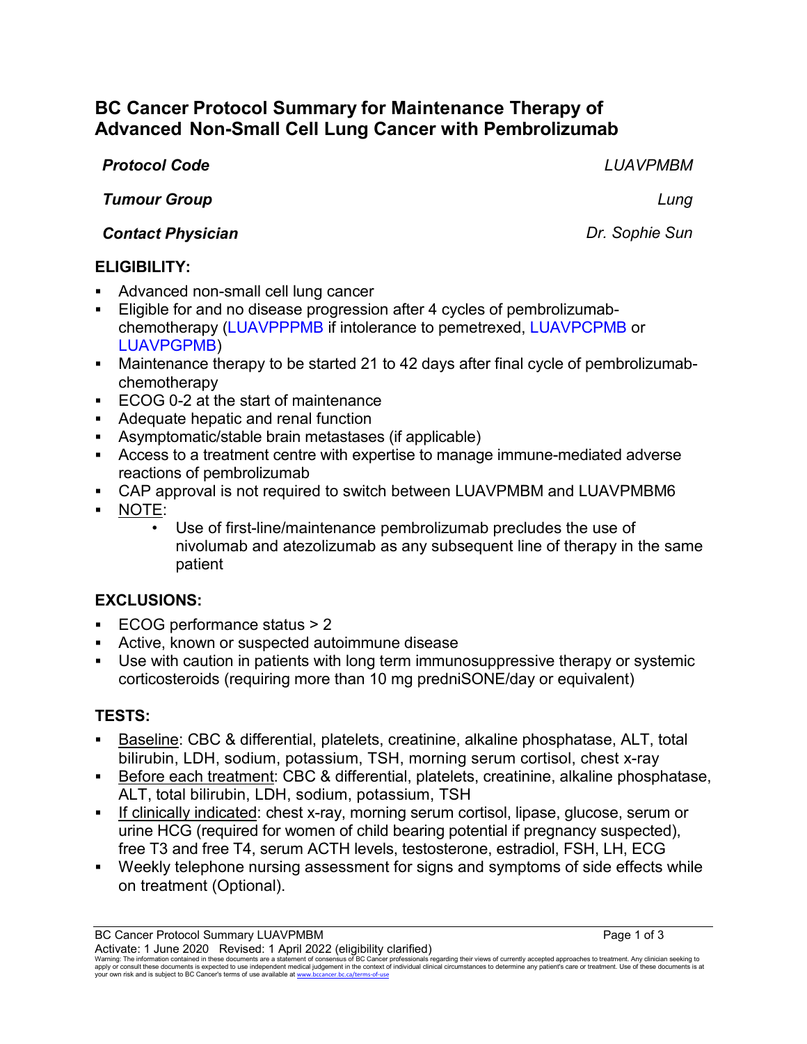# BC Cancer Protocol Summary for Maintenance Therapy of Advanced Non-Small Cell Lung Cancer with Pembrolizumab

| | |
|---|---|
| ***Protocol Code*** | *LUAVPMBM* |
| ***Tumour Group*** | *Lung* |
| ***Contact Physician*** | *Dr. Sophie Sun* |

## ELIGIBILITY:

- Advanced non-small cell lung cancer
- Eligible for and no disease progression after 4 cycles of pembrolizumab-chemotherapy (LUAVPPPMB if intolerance to pemetrexed, LUAVPCPMB or LUAVPGPMB)
- Maintenance therapy to be started 21 to 42 days after final cycle of pembrolizumab-chemotherapy
- ECOG 0-2 at the start of maintenance
- Adequate hepatic and renal function
- Asymptomatic/stable brain metastases (if applicable)
- Access to a treatment centre with expertise to manage immune-mediated adverse reactions of pembrolizumab
- CAP approval is not required to switch between LUAVPMBM and LUAVPMBM6
- NOTE:
  - Use of first-line/maintenance pembrolizumab precludes the use of nivolumab and atezolizumab as any subsequent line of therapy in the same patient

## EXCLUSIONS:

- ECOG performance status > 2
- Active, known or suspected autoimmune disease
- Use with caution in patients with long term immunosuppressive therapy or systemic corticosteroids (requiring more than 10 mg predniSONE/day or equivalent)

## TESTS:

- Baseline: CBC & differential, platelets, creatinine, alkaline phosphatase, ALT, total bilirubin, LDH, sodium, potassium, TSH, morning serum cortisol, chest x-ray
- Before each treatment: CBC & differential, platelets, creatinine, alkaline phosphatase, ALT, total bilirubin, LDH, sodium, potassium, TSH
- If clinically indicated: chest x-ray, morning serum cortisol, lipase, glucose, serum or urine HCG (required for women of child bearing potential if pregnancy suspected), free T3 and free T4, serum ACTH levels, testosterone, estradiol, FSH, LH, ECG
- Weekly telephone nursing assessment for signs and symptoms of side effects while on treatment (Optional).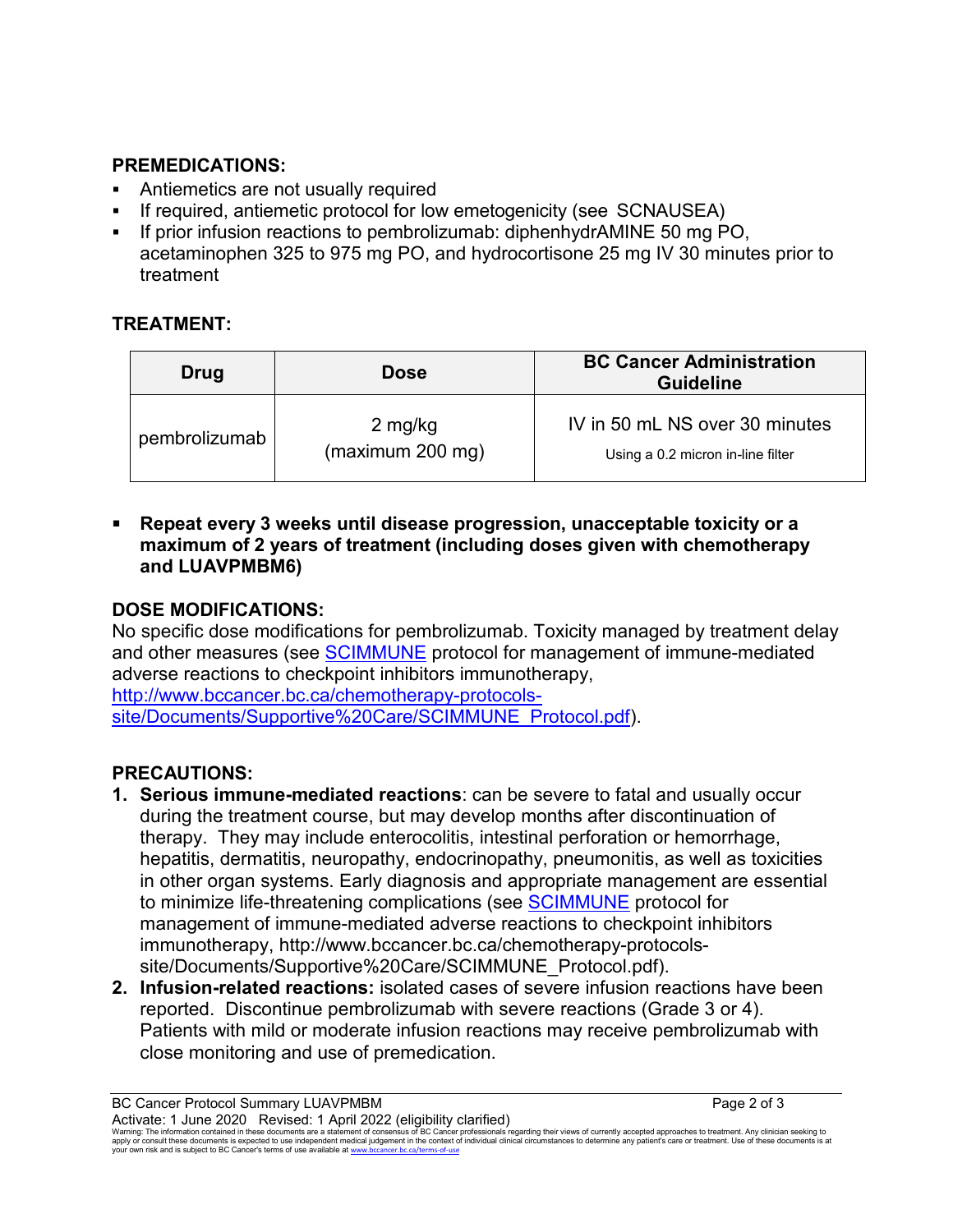## PREMEDICATIONS:

- Antiemetics are not usually required
- If required, antiemetic protocol for low emetogenicity (see SCNAUSEA)
- If prior infusion reactions to pembrolizumab: diphenhydrAMINE 50 mg PO, acetaminophen 325 to 975 mg PO, and hydrocortisone 25 mg IV 30 minutes prior to treatment

## TREATMENT:

| Drug | Dose | BC Cancer Administration Guideline |
|---|---|---|
| pembrolizumab | 2 mg/kg (maximum 200 mg) | IV in 50 mL NS over 30 minutes<br>Using a 0.2 micron in-line filter |

- **Repeat every 3 weeks until disease progression, unacceptable toxicity or a maximum of 2 years of treatment (including doses given with chemotherapy and LUAVPMBM6)**

## DOSE MODIFICATIONS:

No specific dose modifications for pembrolizumab. Toxicity managed by treatment delay and other measures (see [SCIMMUNE](http://www.bccancer.bc.ca/chemotherapy-protocols-site/Documents/Supportive%20Care/SCIMMUNE_Protocol.pdf) protocol for management of immune-mediated adverse reactions to checkpoint inhibitors immunotherapy, [http://www.bccancer.bc.ca/chemotherapy-protocols-site/Documents/Supportive%20Care/SCIMMUNE_Protocol.pdf](http://www.bccancer.bc.ca/chemotherapy-protocols-site/Documents/Supportive%20Care/SCIMMUNE_Protocol.pdf)).

## PRECAUTIONS:

1. **Serious immune-mediated reactions**: can be severe to fatal and usually occur during the treatment course, but may develop months after discontinuation of therapy. They may include enterocolitis, intestinal perforation or hemorrhage, hepatitis, dermatitis, neuropathy, endocrinopathy, pneumonitis, as well as toxicities in other organ systems. Early diagnosis and appropriate management are essential to minimize life-threatening complications (see [SCIMMUNE](http://www.bccancer.bc.ca/chemotherapy-protocols-site/Documents/Supportive%20Care/SCIMMUNE_Protocol.pdf) protocol for management of immune-mediated adverse reactions to checkpoint inhibitors immunotherapy, http://www.bccancer.bc.ca/chemotherapy-protocols-site/Documents/Supportive%20Care/SCIMMUNE_Protocol.pdf).
2. **Infusion-related reactions:** isolated cases of severe infusion reactions have been reported. Discontinue pembrolizumab with severe reactions (Grade 3 or 4). Patients with mild or moderate infusion reactions may receive pembrolizumab with close monitoring and use of premedication.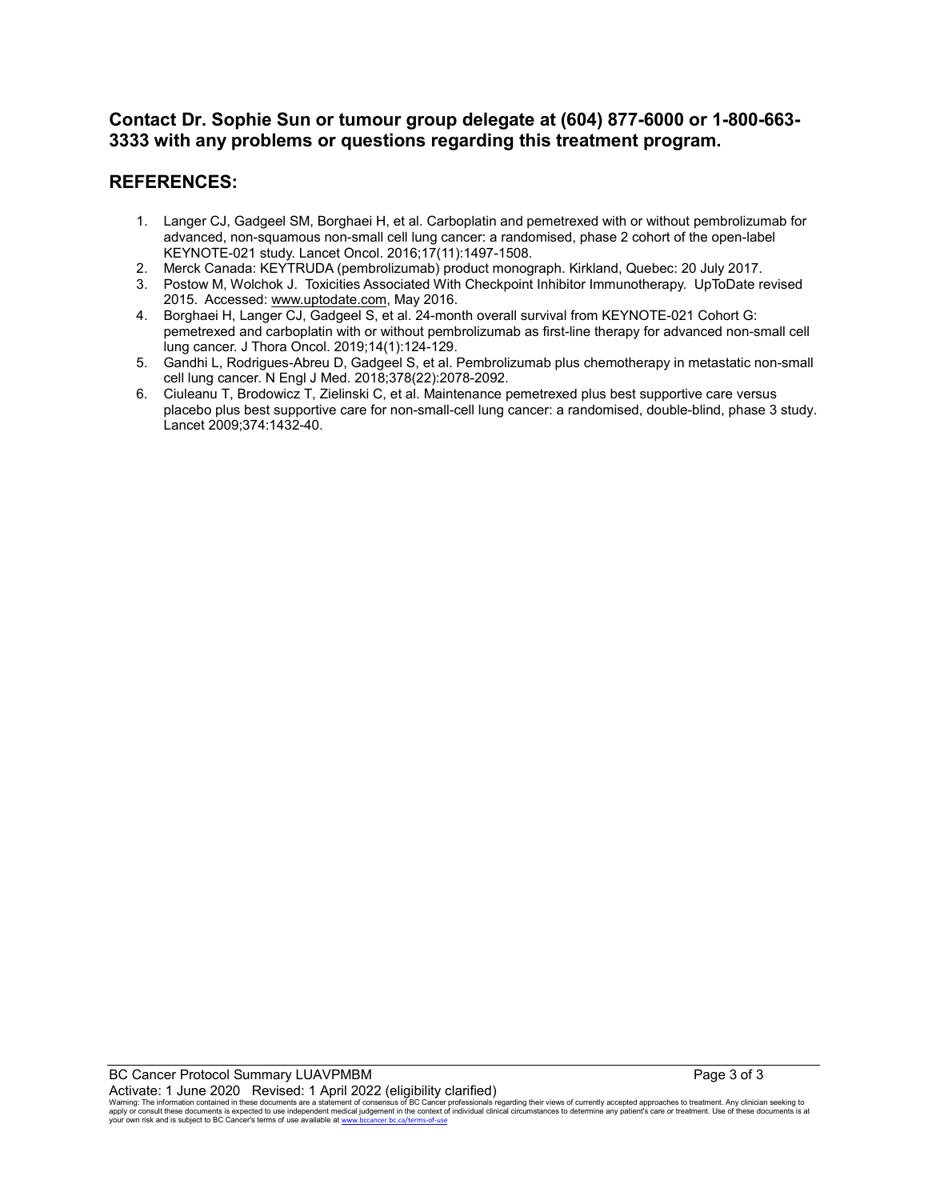**Contact Dr. Sophie Sun or tumour group delegate at (604) 877-6000 or 1-800-663-3333 with any problems or questions regarding this treatment program.**

## REFERENCES:

1. Langer CJ, Gadgeel SM, Borghaei H, et al. Carboplatin and pemetrexed with or without pembrolizumab for advanced, non-squamous non-small cell lung cancer: a randomised, phase 2 cohort of the open-label KEYNOTE-021 study. Lancet Oncol. 2016;17(11):1497-1508.
2. Merck Canada: KEYTRUDA (pembrolizumab) product monograph. Kirkland, Quebec: 20 July 2017.
3. Postow M, Wolchok J. Toxicities Associated With Checkpoint Inhibitor Immunotherapy. UpToDate revised 2015. Accessed: www.uptodate.com, May 2016.
4. Borghaei H, Langer CJ, Gadgeel S, et al. 24-month overall survival from KEYNOTE-021 Cohort G: pemetrexed and carboplatin with or without pembrolizumab as first-line therapy for advanced non-small cell lung cancer. J Thora Oncol. 2019;14(1):124-129.
5. Gandhi L, Rodrigues-Abreu D, Gadgeel S, et al. Pembrolizumab plus chemotherapy in metastatic non-small cell lung cancer. N Engl J Med. 2018;378(22):2078-2092.
6. Ciuleanu T, Brodowicz T, Zielinski C, et al. Maintenance pemetrexed plus best supportive care versus placebo plus best supportive care for non-small-cell lung cancer: a randomised, double-blind, phase 3 study. Lancet 2009;374:1432-40.

BC Cancer Protocol Summary LUAVPMBM

Activate: 1 June 2020 Revised: 1 April 2022 (eligibility clarified)

Warning: The information contained in these documents are a statement of consensus of BC Cancer professionals regarding their views of currently accepted approaches to treatment. Any clinician seeking to apply or consult these documents is expected to use independent medical judgement in the context of individual clinical circumstances to determine any patient's care or treatment. Use of these documents is at your own risk and is subject to BC Cancer's terms of use available at www.bccancer.bc.ca/terms-of-use